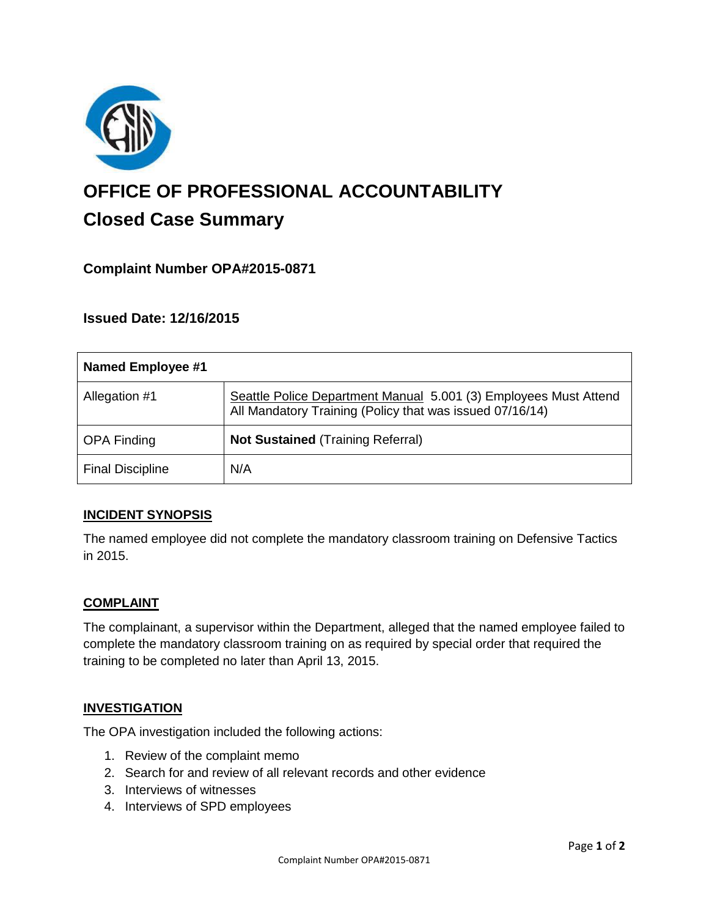# OFFICE OF PROFESSIONAL ACCOUNTABILITY

## Closed Case Summary

### Complaint Number OPA#2015-0871

### Issued Date: 12/16/2015

| Named Employee #1 | |
|---|---|
| Allegation #1 | Seattle Police Department Manual 5.001 (3) Employees Must Attend All Mandatory Training (Policy that was issued 07/16/14) |
| OPA Finding | **Not Sustained** (Training Referral) |
| Final Discipline | N/A |

**INCIDENT SYNOPSIS**

The named employee did not complete the mandatory classroom training on Defensive Tactics in 2015.

**COMPLAINT**

The complainant, a supervisor within the Department, alleged that the named employee failed to complete the mandatory classroom training on as required by special order that required the training to be completed no later than April 13, 2015.

**INVESTIGATION**

The OPA investigation included the following actions:

1. Review of the complaint memo
2. Search for and review of all relevant records and other evidence
3. Interviews of witnesses
4. Interviews of SPD employees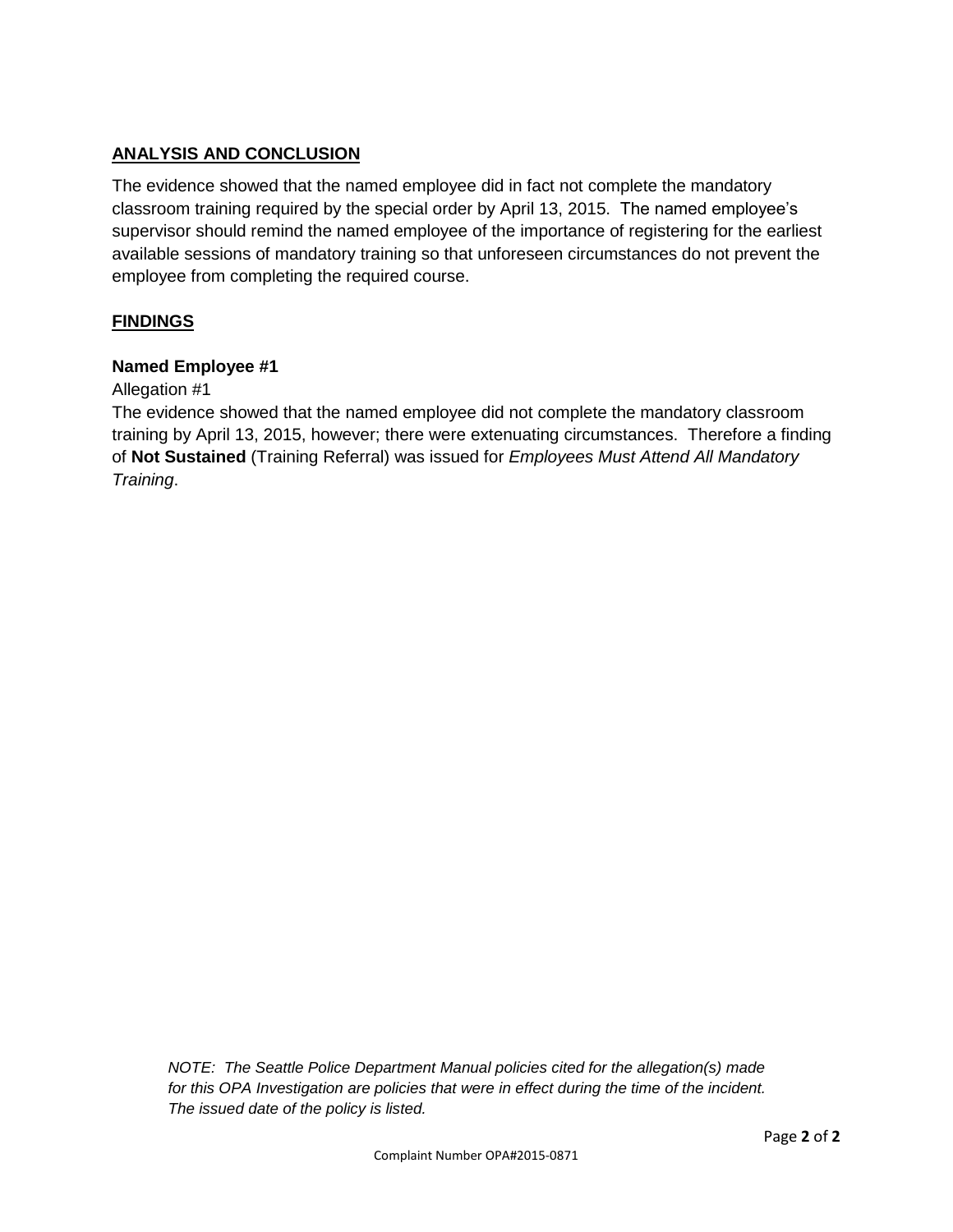## ANALYSIS AND CONCLUSION

The evidence showed that the named employee did in fact not complete the mandatory classroom training required by the special order by April 13, 2015. The named employee's supervisor should remind the named employee of the importance of registering for the earliest available sessions of mandatory training so that unforeseen circumstances do not prevent the employee from completing the required course.

## FINDINGS

**Named Employee #1**

Allegation #1

The evidence showed that the named employee did not complete the mandatory classroom training by April 13, 2015, however; there were extenuating circumstances. Therefore a finding of **Not Sustained** (Training Referral) was issued for *Employees Must Attend All Mandatory Training*.

*NOTE: The Seattle Police Department Manual policies cited for the allegation(s) made for this OPA Investigation are policies that were in effect during the time of the incident. The issued date of the policy is listed.*

Complaint Number OPA#2015-0871